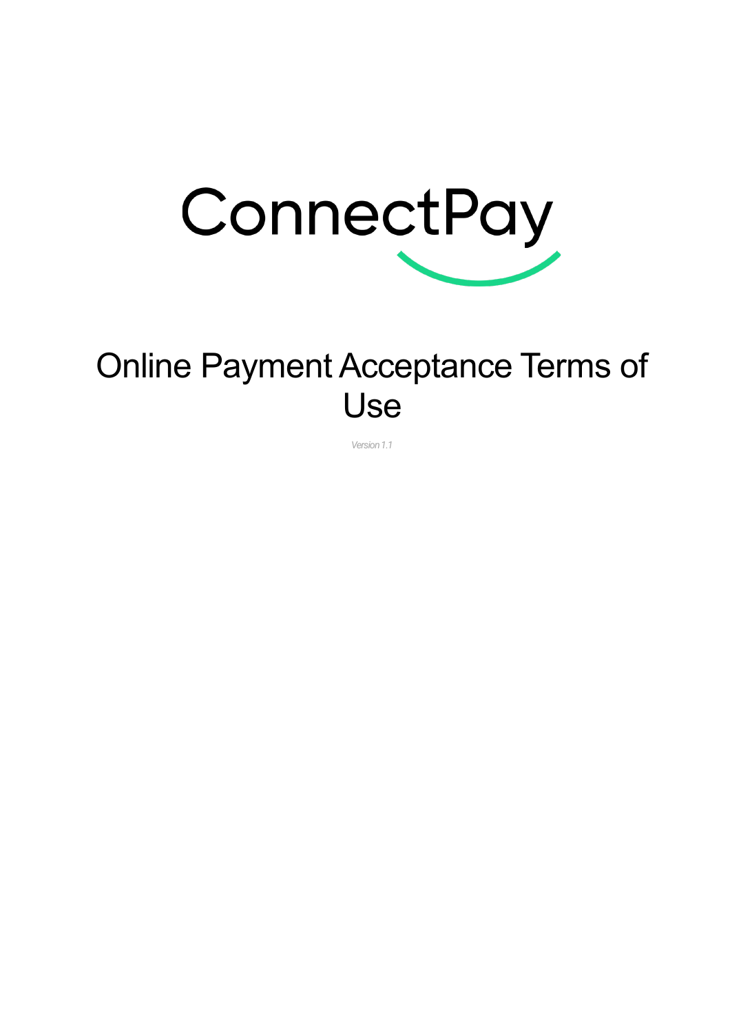ConnectPay

# Online Payment Acceptance Terms of Use

*Version 1.1*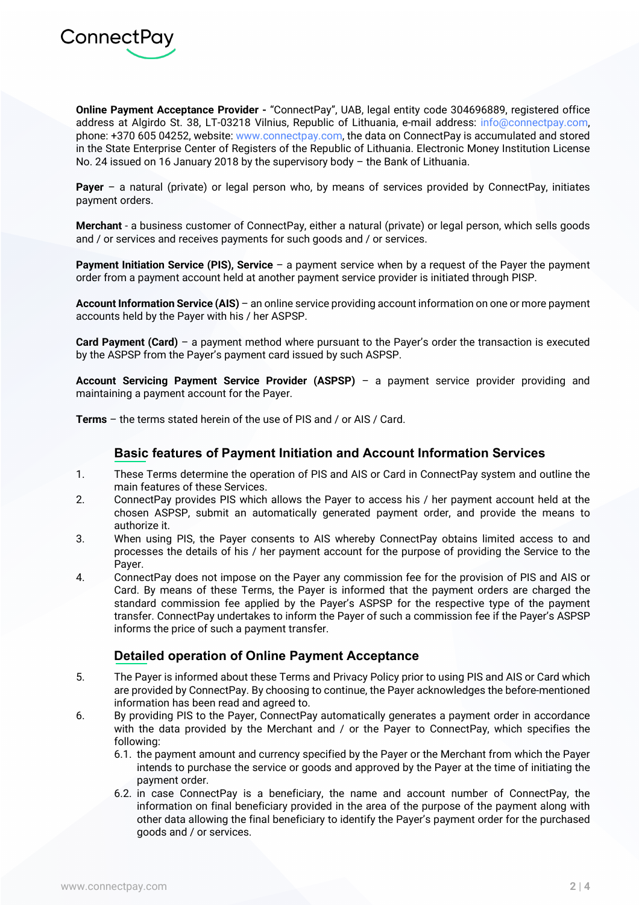**Online Payment Acceptance Provider -** "ConnectPay", UAB, legal entity code 304696889, registered office address at Algirdo St. 38, LT-03218 Vilnius, Republic of Lithuania, e-mail address: info@connectpay.com, phone: +370 605 04252, website: www.connectpay.com, the data on ConnectPay is accumulated and stored in the State Enterprise Center of Registers of the Republic of Lithuania. Electronic Money Institution License No. 24 issued on 16 January 2018 by the supervisory body – the Bank of Lithuania.

**Payer** – a natural (private) or legal person who, by means of services provided by ConnectPay, initiates payment orders.

**Merchant** - a business customer of ConnectPay, either a natural (private) or legal person, which sells goods and / or services and receives payments for such goods and / or services.

**Payment Initiation Service (PIS), Service** – a payment service when by a request of the Payer the payment order from a payment account held at another payment service provider is initiated through PISP.

**Account Information Service (AIS)** – an online service providing account information on one or more payment accounts held by the Payer with his / her ASPSP.

**Card Payment (Card)** – a payment method where pursuant to the Payer's order the transaction is executed by the ASPSP from the Payer's payment card issued by such ASPSP.

**Account Servicing Payment Service Provider (ASPSP)** – a payment service provider providing and maintaining a payment account for the Payer.

**Terms** – the terms stated herein of the use of PIS and / or AIS / Card.

## Basic features of Payment Initiation and Account Information Services

1. These Terms determine the operation of PIS and AIS or Card in ConnectPay system and outline the main features of these Services.
2. ConnectPay provides PIS which allows the Payer to access his / her payment account held at the chosen ASPSP, submit an automatically generated payment order, and provide the means to authorize it.
3. When using PIS, the Payer consents to AIS whereby ConnectPay obtains limited access to and processes the details of his / her payment account for the purpose of providing the Service to the Payer.
4. ConnectPay does not impose on the Payer any commission fee for the provision of PIS and AIS or Card. By means of these Terms, the Payer is informed that the payment orders are charged the standard commission fee applied by the Payer's ASPSP for the respective type of the payment transfer. ConnectPay undertakes to inform the Payer of such a commission fee if the Payer's ASPSP informs the price of such a payment transfer.

## Detailed operation of Online Payment Acceptance

5. The Payer is informed about these Terms and Privacy Policy prior to using PIS and AIS or Card which are provided by ConnectPay. By choosing to continue, the Payer acknowledges the before-mentioned information has been read and agreed to.
6. By providing PIS to the Payer, ConnectPay automatically generates a payment order in accordance with the data provided by the Merchant and / or the Payer to ConnectPay, which specifies the following:
   - 6.1. the payment amount and currency specified by the Payer or the Merchant from which the Payer intends to purchase the service or goods and approved by the Payer at the time of initiating the payment order.
   - 6.2. in case ConnectPay is a beneficiary, the name and account number of ConnectPay, the information on final beneficiary provided in the area of the purpose of the payment along with other data allowing the final beneficiary to identify the Payer's payment order for the purchased goods and / or services.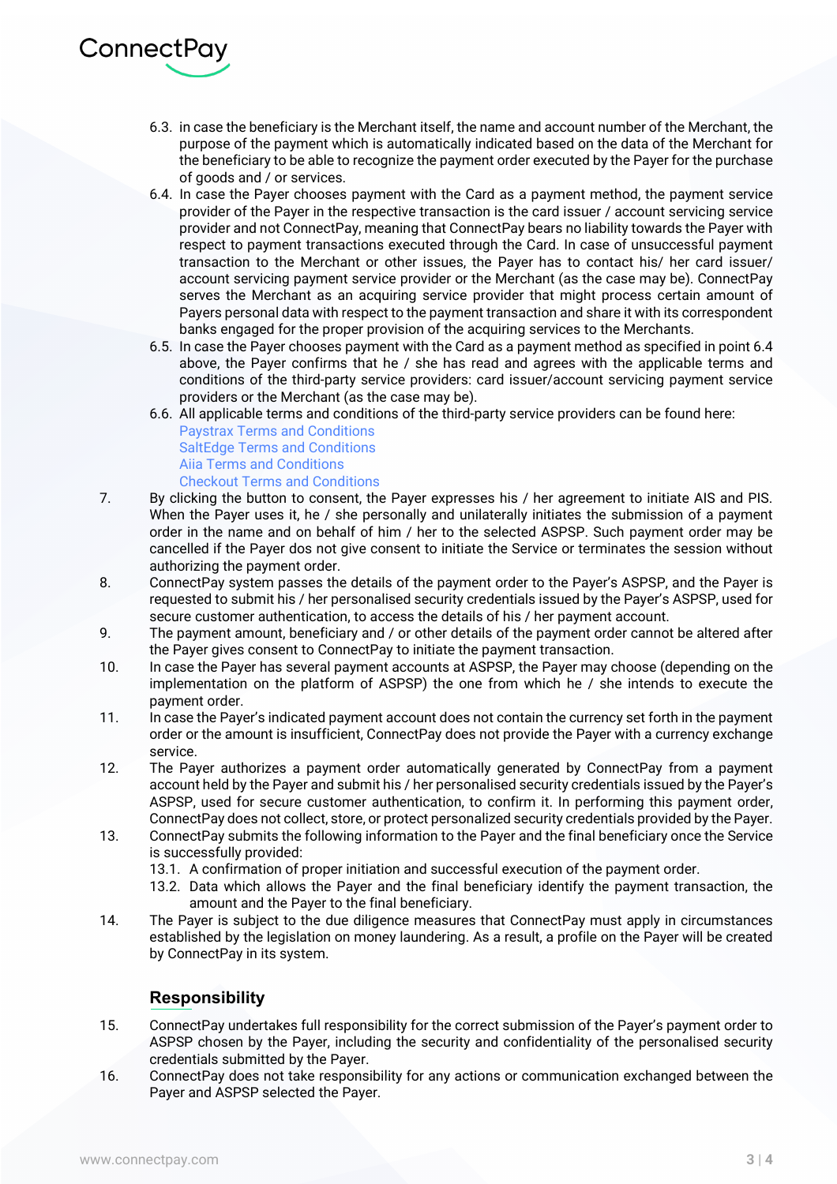6.3. in case the beneficiary is the Merchant itself, the name and account number of the Merchant, the purpose of the payment which is automatically indicated based on the data of the Merchant for the beneficiary to be able to recognize the payment order executed by the Payer for the purchase of goods and / or services.

6.4. In case the Payer chooses payment with the Card as a payment method, the payment service provider of the Payer in the respective transaction is the card issuer / account servicing service provider and not ConnectPay, meaning that ConnectPay bears no liability towards the Payer with respect to payment transactions executed through the Card. In case of unsuccessful payment transaction to the Merchant or other issues, the Payer has to contact his/ her card issuer/ account servicing payment service provider or the Merchant (as the case may be). ConnectPay serves the Merchant as an acquiring service provider that might process certain amount of Payers personal data with respect to the payment transaction and share it with its correspondent banks engaged for the proper provision of the acquiring services to the Merchants.

6.5. In case the Payer chooses payment with the Card as a payment method as specified in point 6.4 above, the Payer confirms that he / she has read and agrees with the applicable terms and conditions of the third-party service providers: card issuer/account servicing payment service providers or the Merchant (as the case may be).

6.6. All applicable terms and conditions of the third-party service providers can be found here:
Paystrax Terms and Conditions
SaltEdge Terms and Conditions
Aiia Terms and Conditions
Checkout Terms and Conditions

7. By clicking the button to consent, the Payer expresses his / her agreement to initiate AIS and PIS. When the Payer uses it, he / she personally and unilaterally initiates the submission of a payment order in the name and on behalf of him / her to the selected ASPSP. Such payment order may be cancelled if the Payer dos not give consent to initiate the Service or terminates the session without authorizing the payment order.

8. ConnectPay system passes the details of the payment order to the Payer's ASPSP, and the Payer is requested to submit his / her personalised security credentials issued by the Payer's ASPSP, used for secure customer authentication, to access the details of his / her payment account.

9. The payment amount, beneficiary and / or other details of the payment order cannot be altered after the Payer gives consent to ConnectPay to initiate the payment transaction.

10. In case the Payer has several payment accounts at ASPSP, the Payer may choose (depending on the implementation on the platform of ASPSP) the one from which he / she intends to execute the payment order.

11. In case the Payer's indicated payment account does not contain the currency set forth in the payment order or the amount is insufficient, ConnectPay does not provide the Payer with a currency exchange service.

12. The Payer authorizes a payment order automatically generated by ConnectPay from a payment account held by the Payer and submit his / her personalised security credentials issued by the Payer's ASPSP, used for secure customer authentication, to confirm it. In performing this payment order, ConnectPay does not collect, store, or protect personalized security credentials provided by the Payer.

13. ConnectPay submits the following information to the Payer and the final beneficiary once the Service is successfully provided:
    13.1. A confirmation of proper initiation and successful execution of the payment order.
    13.2. Data which allows the Payer and the final beneficiary identify the payment transaction, the amount and the Payer to the final beneficiary.

14. The Payer is subject to the due diligence measures that ConnectPay must apply in circumstances established by the legislation on money laundering. As a result, a profile on the Payer will be created by ConnectPay in its system.

## Responsibility

15. ConnectPay undertakes full responsibility for the correct submission of the Payer's payment order to ASPSP chosen by the Payer, including the security and confidentiality of the personalised security credentials submitted by the Payer.

16. ConnectPay does not take responsibility for any actions or communication exchanged between the Payer and ASPSP selected the Payer.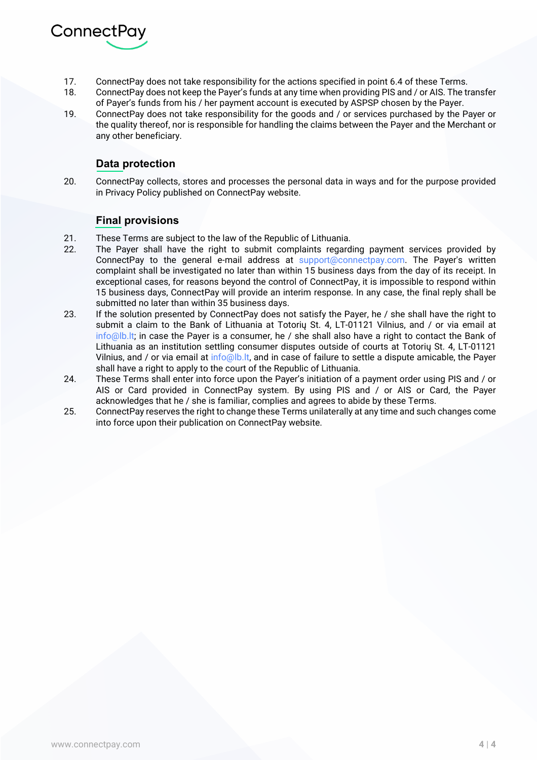17. ConnectPay does not take responsibility for the actions specified in point 6.4 of these Terms.
18. ConnectPay does not keep the Payer's funds at any time when providing PIS and / or AIS. The transfer of Payer's funds from his / her payment account is executed by ASPSP chosen by the Payer.
19. ConnectPay does not take responsibility for the goods and / or services purchased by the Payer or the quality thereof, nor is responsible for handling the claims between the Payer and the Merchant or any other beneficiary.

## Data protection

20. ConnectPay collects, stores and processes the personal data in ways and for the purpose provided in Privacy Policy published on ConnectPay website.

## Final provisions

21. These Terms are subject to the law of the Republic of Lithuania.
22. The Payer shall have the right to submit complaints regarding payment services provided by ConnectPay to the general e-mail address at support@connectpay.com. The Payer's written complaint shall be investigated no later than within 15 business days from the day of its receipt. In exceptional cases, for reasons beyond the control of ConnectPay, it is impossible to respond within 15 business days, ConnectPay will provide an interim response. In any case, the final reply shall be submitted no later than within 35 business days.
23. If the solution presented by ConnectPay does not satisfy the Payer, he / she shall have the right to submit a claim to the Bank of Lithuania at Totorių St. 4, LT-01121 Vilnius, and / or via email at info@lb.lt; in case the Payer is a consumer, he / she shall also have a right to contact the Bank of Lithuania as an institution settling consumer disputes outside of courts at Totorių St. 4, LT-01121 Vilnius, and / or via email at info@lb.lt, and in case of failure to settle a dispute amicable, the Payer shall have a right to apply to the court of the Republic of Lithuania.
24. These Terms shall enter into force upon the Payer's initiation of a payment order using PIS and / or AIS or Card provided in ConnectPay system. By using PIS and / or AIS or Card, the Payer acknowledges that he / she is familiar, complies and agrees to abide by these Terms.
25. ConnectPay reserves the right to change these Terms unilaterally at any time and such changes come into force upon their publication on ConnectPay website.